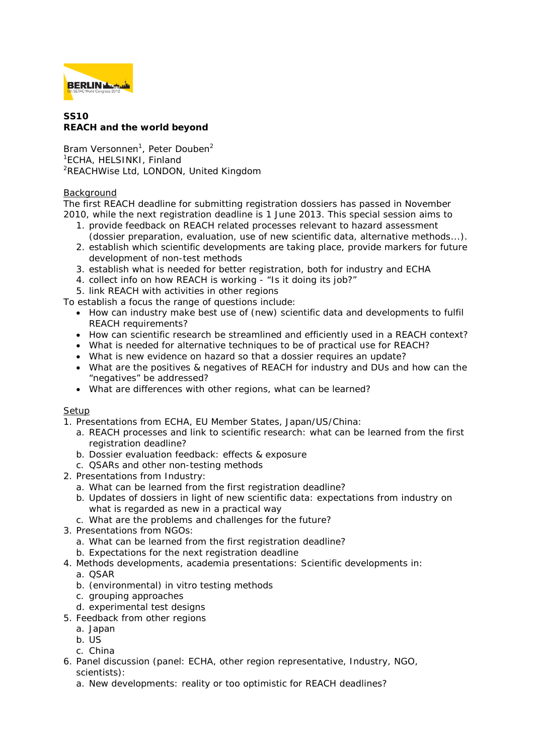**SS10**
**REACH and the world beyond**

Bram Versonnen[1], Peter Douben[2]
[1]ECHA, HELSINKI, Finland
[2]REACHWise Ltd, LONDON, United Kingdom

Background

The first REACH deadline for submitting registration dossiers has passed in November 2010, while the next registration deadline is 1 June 2013. This special session aims to

1. provide feedback on REACH related processes relevant to hazard assessment (dossier preparation, evaluation, use of new scientific data, alternative methods...).
2. establish which scientific developments are taking place, provide markers for future development of non-test methods
3. establish what is needed for better registration, both for industry and ECHA
4. collect info on how REACH is working - "Is it doing its job?"
5. link REACH with activities in other regions

To establish a focus the range of questions include:

- How can industry make best use of (new) scientific data and developments to fulfil REACH requirements?
- How can scientific research be streamlined and efficiently used in a REACH context?
- What is needed for alternative techniques to be of practical use for REACH?
- What is new evidence on hazard so that a dossier requires an update?
- What are the positives & negatives of REACH for industry and DUs and how can the "negatives" be addressed?
- What are differences with other regions, what can be learned?

Setup

1. Presentations from ECHA, EU Member States, Japan/US/China:
   a. REACH processes and link to scientific research: what can be learned from the first registration deadline?
   b. Dossier evaluation feedback: effects & exposure
   c. QSARs and other non-testing methods
2. Presentations from Industry:
   a. What can be learned from the first registration deadline?
   b. Updates of dossiers in light of new scientific data: expectations from industry on what is regarded as new in a practical way
   c. What are the problems and challenges for the future?
3. Presentations from NGOs:
   a. What can be learned from the first registration deadline?
   b. Expectations for the next registration deadline
4. Methods developments, academia presentations: Scientific developments in:
   a. QSAR
   b. (environmental) in vitro testing methods
   c. grouping approaches
   d. experimental test designs
5. Feedback from other regions
   a. Japan
   b. US
   c. China
6. Panel discussion (panel: ECHA, other region representative, Industry, NGO, scientists):
   a. New developments: reality or too optimistic for REACH deadlines?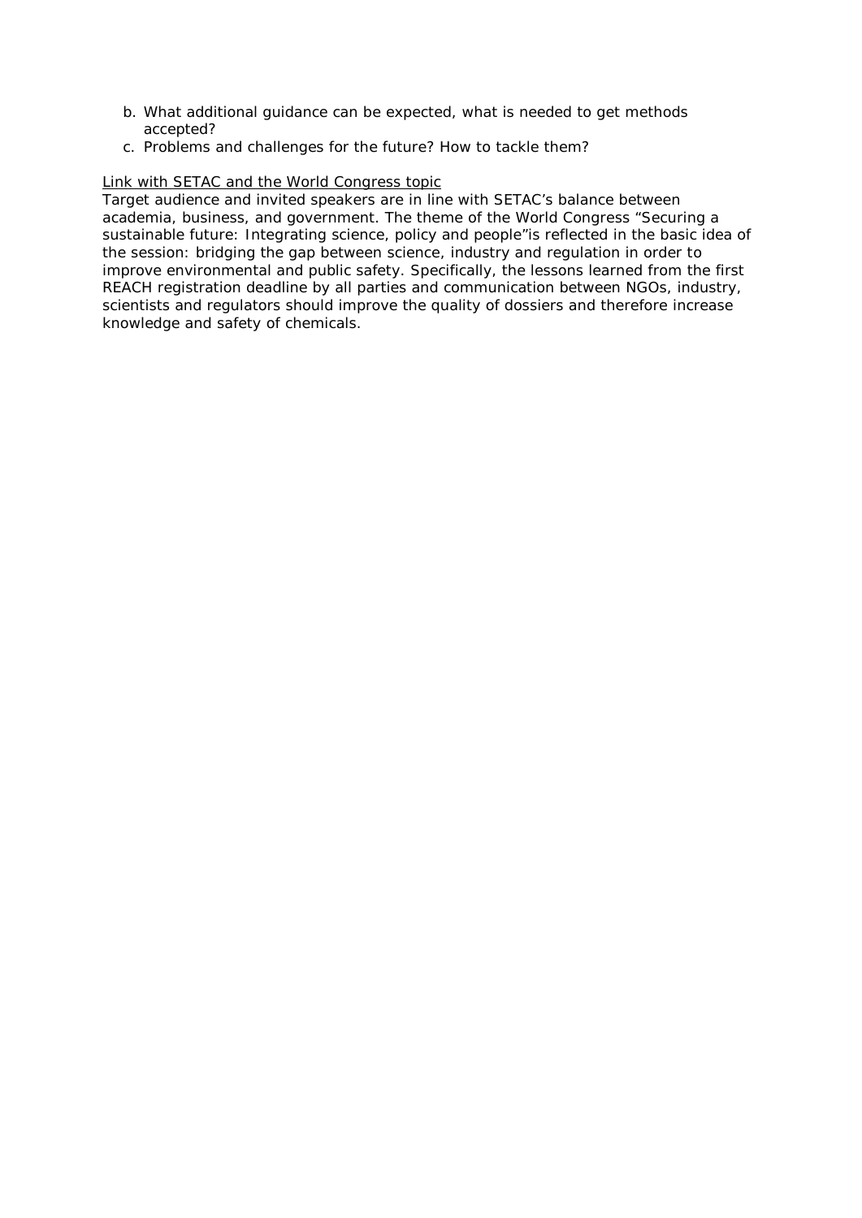b. What additional guidance can be expected, what is needed to get methods accepted?
c. Problems and challenges for the future? How to tackle them?

<u>Link with SETAC and the World Congress topic</u>

Target audience and invited speakers are in line with SETAC's balance between academia, business, and government. The theme of the World Congress "Securing a sustainable future: Integrating science, policy and people"is reflected in the basic idea of the session: bridging the gap between science, industry and regulation in order to improve environmental and public safety. Specifically, the lessons learned from the first REACH registration deadline by all parties and communication between NGOs, industry, scientists and regulators should improve the quality of dossiers and therefore increase knowledge and safety of chemicals.